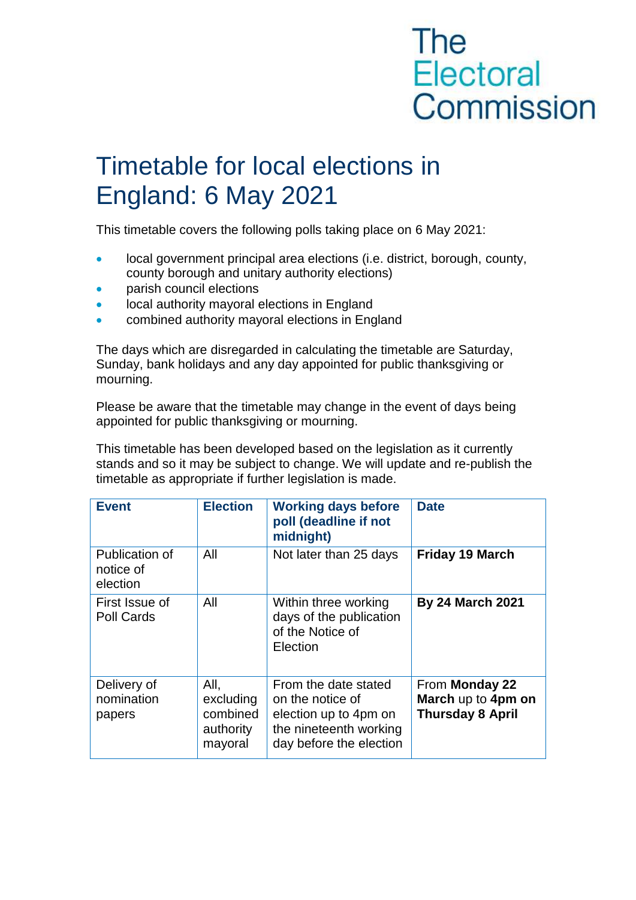The Electoral Commission

# Timetable for local elections in England: 6 May 2021

This timetable covers the following polls taking place on 6 May 2021:

- local government principal area elections (i.e. district, borough, county, county borough and unitary authority elections)
- parish council elections
- local authority mayoral elections in England
- combined authority mayoral elections in England

The days which are disregarded in calculating the timetable are Saturday, Sunday, bank holidays and any day appointed for public thanksgiving or mourning.

Please be aware that the timetable may change in the event of days being appointed for public thanksgiving or mourning.

This timetable has been developed based on the legislation as it currently stands and so it may be subject to change. We will update and re-publish the timetable as appropriate if further legislation is made.

| Event | Election | Working days before poll (deadline if not midnight) | Date |
|---|---|---|---|
| Publication of notice of election | All | Not later than 25 days | **Friday 19 March** |
| First Issue of Poll Cards | All | Within three working days of the publication of the Notice of Election | **By 24 March 2021** |
| Delivery of nomination papers | All, excluding combined authority mayoral | From the date stated on the notice of election up to 4pm on the nineteenth working day before the election | From **Monday 22 March** up to **4pm on Thursday 8 April** |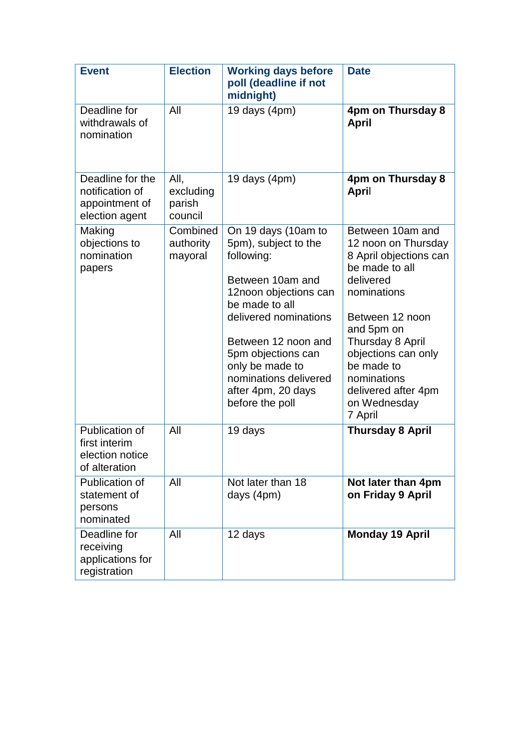| Event | Election | Working days before poll (deadline if not midnight) | Date |
|---|---|---|---|
| Deadline for withdrawals of nomination | All | 19 days (4pm) | **4pm on Thursday 8 April** |
| Deadline for the notification of appointment of election agent | All, excluding parish council | 19 days (4pm) | **4pm on Thursday 8 April** |
| Making objections to nomination papers | Combined authority mayoral | On 19 days (10am to 5pm), subject to the following:<br><br>Between 10am and 12noon objections can be made to all delivered nominations<br><br>Between 12 noon and 5pm objections can only be made to nominations delivered after 4pm, 20 days before the poll | Between 10am and 12 noon on Thursday 8 April objections can be made to all delivered nominations<br><br>Between 12 noon and 5pm on Thursday 8 April objections can only be made to nominations delivered after 4pm on Wednesday 7 April |
| Publication of first interim election notice of alteration | All | 19 days | **Thursday 8 April** |
| Publication of statement of persons nominated | All | Not later than 18 days (4pm) | **Not later than 4pm on Friday 9 April** |
| Deadline for receiving applications for registration | All | 12 days | **Monday 19 April** |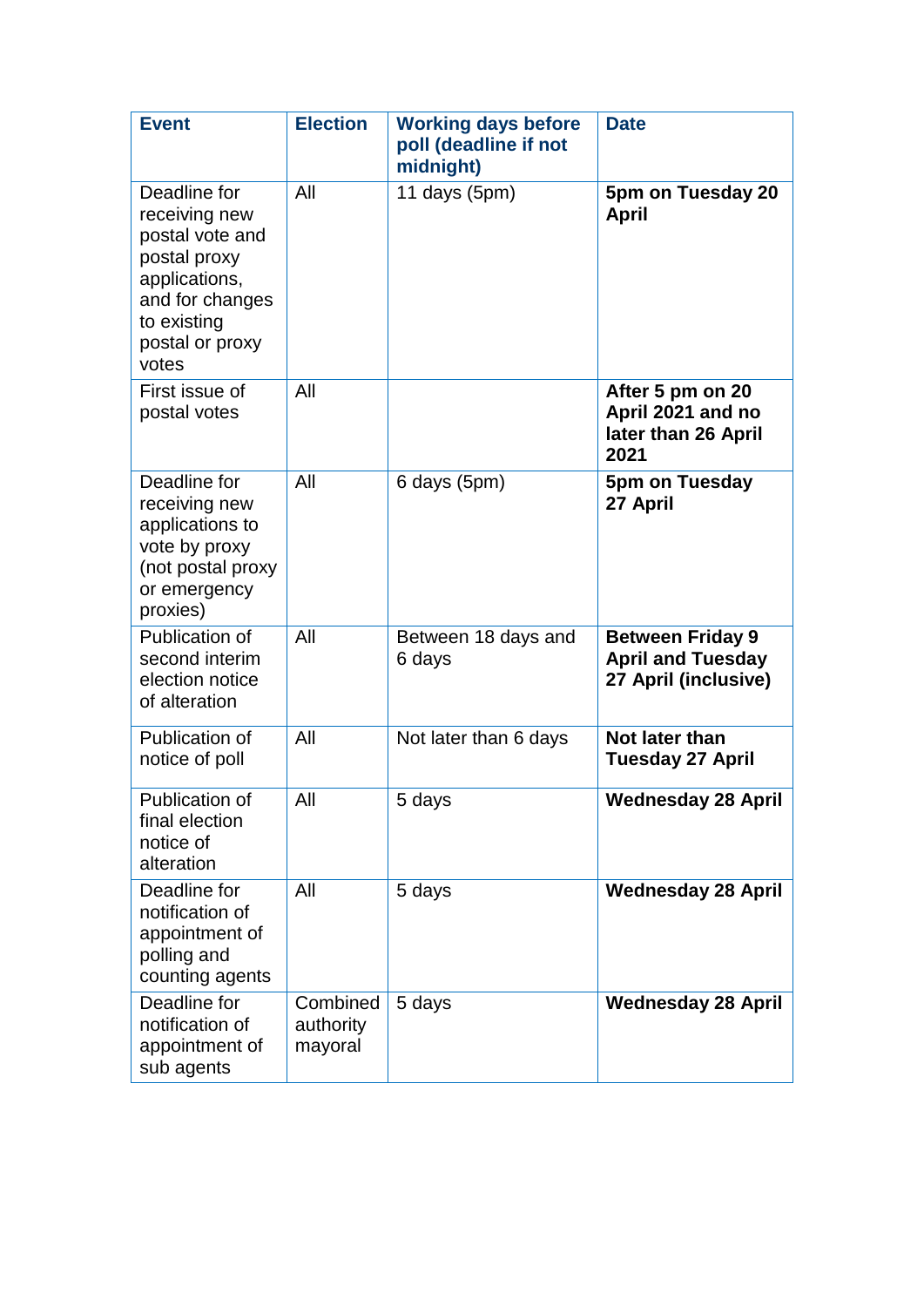| Event | Election | Working days before poll (deadline if not midnight) | Date |
|---|---|---|---|
| Deadline for receiving new postal vote and postal proxy applications, and for changes to existing postal or proxy votes | All | 11 days (5pm) | **5pm on Tuesday 20 April** |
| First issue of postal votes | All | | **After 5 pm on 20 April 2021 and no later than 26 April 2021** |
| Deadline for receiving new applications to vote by proxy (not postal proxy or emergency proxies) | All | 6 days (5pm) | **5pm on Tuesday 27 April** |
| Publication of second interim election notice of alteration | All | Between 18 days and 6 days | **Between Friday 9 April and Tuesday 27 April (inclusive)** |
| Publication of notice of poll | All | Not later than 6 days | **Not later than Tuesday 27 April** |
| Publication of final election notice of alteration | All | 5 days | **Wednesday 28 April** |
| Deadline for notification of appointment of polling and counting agents | All | 5 days | **Wednesday 28 April** |
| Deadline for notification of appointment of sub agents | Combined authority mayoral | 5 days | **Wednesday 28 April** |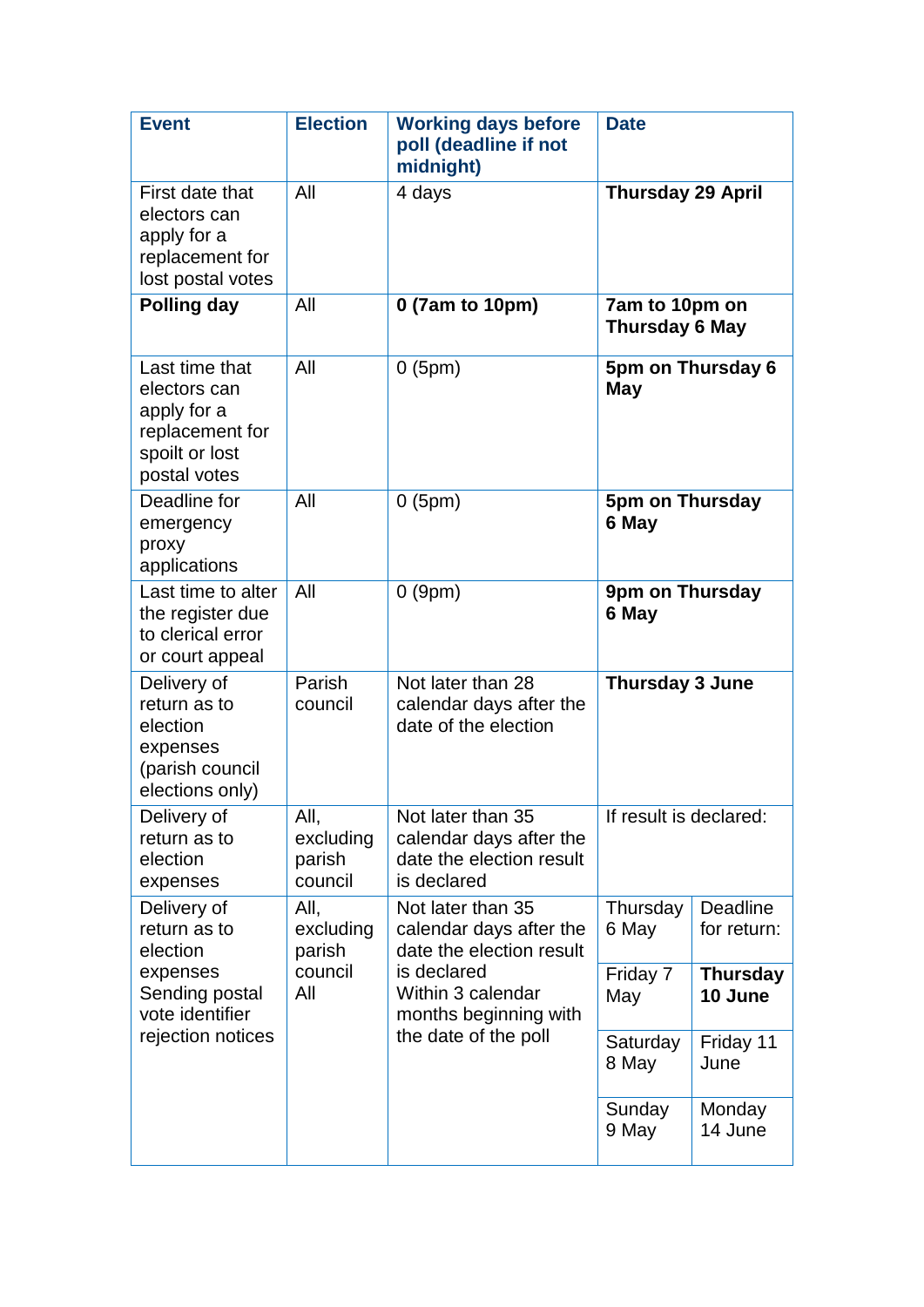| Event | Election | Working days before poll (deadline if not midnight) | Date | |
|---|---|---|---|---|
| First date that electors can apply for a replacement for lost postal votes | All | 4 days | **Thursday 29 April** | |
| **Polling day** | All | **0 (7am to 10pm)** | **7am to 10pm on Thursday 6 May** | |
| Last time that electors can apply for a replacement for spoilt or lost postal votes | All | 0 (5pm) | **5pm on Thursday 6 May** | |
| Deadline for emergency proxy applications | All | 0 (5pm) | **5pm on Thursday 6 May** | |
| Last time to alter the register due to clerical error or court appeal | All | 0 (9pm) | **9pm on Thursday 6 May** | |
| Delivery of return as to election expenses (parish council elections only) | Parish council | Not later than 28 calendar days after the date of the election | **Thursday 3 June** | |
| Delivery of return as to election expenses | All, excluding parish council | Not later than 35 calendar days after the date the election result is declared | If result is declared: | |
| Delivery of return as to election expenses Sending postal vote identifier rejection notices | All, excluding parish council All | Not later than 35 calendar days after the date the election result is declared Within 3 calendar months beginning with the date of the poll | Thursday 6 May | Deadline for return: |
| | | | Friday 7 May | **Thursday 10 June** |
| | | | Saturday 8 May | Friday 11 June |
| | | | Sunday 9 May | Monday 14 June |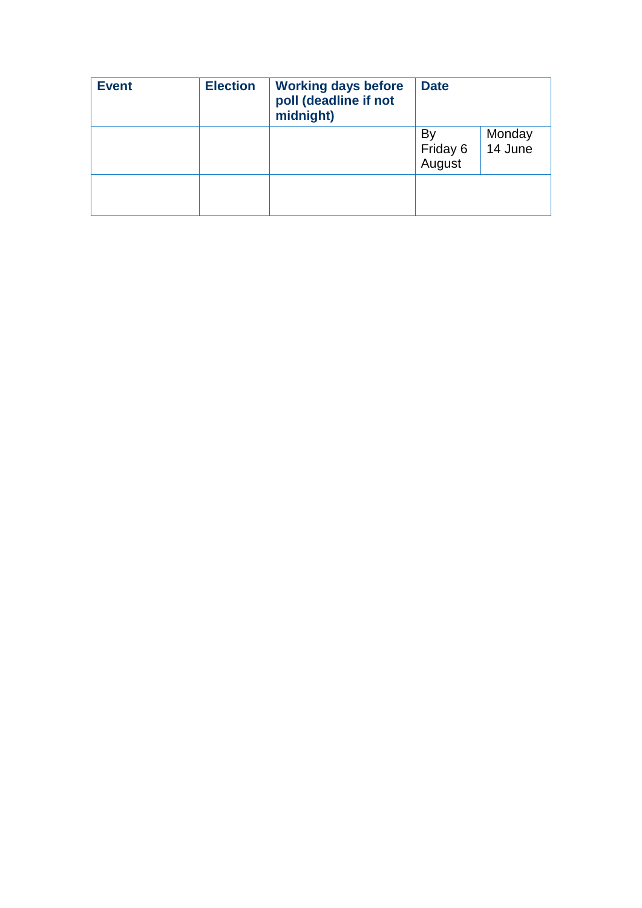| Event | Election | Working days before poll (deadline if not midnight) | Date | |
| --- | --- | --- | --- | --- |
| | | | By Friday 6 August | Monday 14 June |
| | | | | |